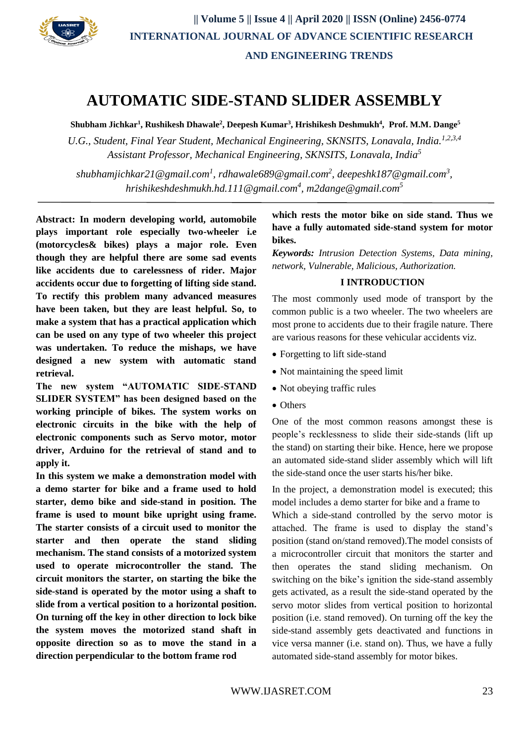# AUTOMATIC SIDE-STAND SLIDER ASSEMBLY

**Shubham Jichkar[1], Rushikesh Dhawale[2], Deepesh Kumar[3], Hrishikesh Deshmukh[4], Prof. M.M. Dange[5]**

*U.G., Student, Final Year Student, Mechanical Engineering, SKNSITS, Lonavala, India.[1,2,3,4]*
*Assistant Professor, Mechanical Engineering, SKNSITS, Lonavala, India[5]*

*shubhamjichkar21@gmail.com[1], rdhawale689@gmail.com[2], deepeshk187@gmail.com[3], hrishikeshdeshmukh.hd.111@gmail.com[4], m2dange@gmail.com[5]*

---

**Abstract: In modern developing world, automobile plays important role especially two-wheeler i.e (motorcycles& bikes) plays a major role. Even though they are helpful there are some sad events like accidents due to carelessness of rider. Major accidents occur due to forgetting of lifting side stand. To rectify this problem many advanced measures have been taken, but they are least helpful. So, to make a system that has a practical application which can be used on any type of two wheeler this project was undertaken. To reduce the mishaps, we have designed a new system with automatic stand retrieval.**

**The new system "AUTOMATIC SIDE-STAND SLIDER SYSTEM" has been designed based on the working principle of bikes. The system works on electronic circuits in the bike with the help of electronic components such as Servo motor, motor driver, Arduino for the retrieval of stand and to apply it.**

**In this system we make a demonstration model with a demo starter for bike and a frame used to hold starter, demo bike and side-stand in position. The frame is used to mount bike upright using frame. The starter consists of a circuit used to monitor the starter and then operate the stand sliding mechanism. The stand consists of a motorized system used to operate microcontroller the stand. The circuit monitors the starter, on starting the bike the side-stand is operated by the motor using a shaft to slide from a vertical position to a horizontal position. On turning off the key in other direction to lock bike the system moves the motorized stand shaft in opposite direction so as to move the stand in a direction perpendicular to the bottom frame rod which rests the motor bike on side stand. Thus we have a fully automated side-stand system for motor bikes.**

***Keywords:*** *Intrusion Detection Systems, Data mining, network, Vulnerable, Malicious, Authorization.*

## I INTRODUCTION

The most commonly used mode of transport by the common public is a two wheeler. The two wheelers are most prone to accidents due to their fragile nature. There are various reasons for these vehicular accidents viz.

- Forgetting to lift side-stand
- Not maintaining the speed limit
- Not obeying traffic rules
- Others

One of the most common reasons amongst these is people's recklessness to slide their side-stands (lift up the stand) on starting their bike. Hence, here we propose an automated side-stand slider assembly which will lift the side-stand once the user starts his/her bike.

In the project, a demonstration model is executed; this model includes a demo starter for bike and a frame to Which a side-stand controlled by the servo motor is attached. The frame is used to display the stand's position (stand on/stand removed).The model consists of a microcontroller circuit that monitors the starter and then operates the stand sliding mechanism. On switching on the bike's ignition the side-stand assembly gets activated, as a result the side-stand operated by the servo motor slides from vertical position to horizontal position (i.e. stand removed). On turning off the key the side-stand assembly gets deactivated and functions in vice versa manner (i.e. stand on). Thus, we have a fully automated side-stand assembly for motor bikes.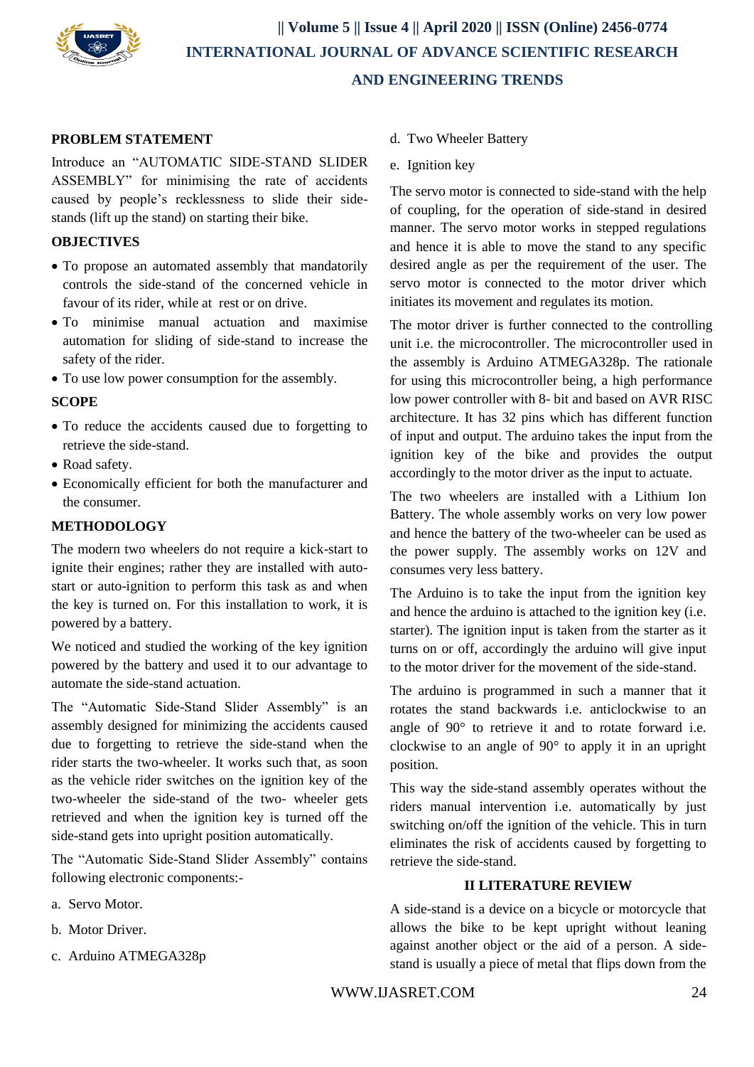## PROBLEM STATEMENT

Introduce an "AUTOMATIC SIDE-STAND SLIDER ASSEMBLY" for minimising the rate of accidents caused by people's recklessness to slide their side-stands (lift up the stand) on starting their bike.

## OBJECTIVES

- To propose an automated assembly that mandatorily controls the side-stand of the concerned vehicle in favour of its rider, while at rest or on drive.
- To minimise manual actuation and maximise automation for sliding of side-stand to increase the safety of the rider.
- To use low power consumption for the assembly.

## SCOPE

- To reduce the accidents caused due to forgetting to retrieve the side-stand.
- Road safety.
- Economically efficient for both the manufacturer and the consumer.

## METHODOLOGY

The modern two wheelers do not require a kick-start to ignite their engines; rather they are installed with auto-start or auto-ignition to perform this task as and when the key is turned on. For this installation to work, it is powered by a battery.

We noticed and studied the working of the key ignition powered by the battery and used it to our advantage to automate the side-stand actuation.

The "Automatic Side-Stand Slider Assembly" is an assembly designed for minimizing the accidents caused due to forgetting to retrieve the side-stand when the rider starts the two-wheeler. It works such that, as soon as the vehicle rider switches on the ignition key of the two-wheeler the side-stand of the two- wheeler gets retrieved and when the ignition key is turned off the side-stand gets into upright position automatically.

The "Automatic Side-Stand Slider Assembly" contains following electronic components:-

a. Servo Motor.

b. Motor Driver.

c. Arduino ATMEGA328p

d. Two Wheeler Battery

e. Ignition key

The servo motor is connected to side-stand with the help of coupling, for the operation of side-stand in desired manner. The servo motor works in stepped regulations and hence it is able to move the stand to any specific desired angle as per the requirement of the user. The servo motor is connected to the motor driver which initiates its movement and regulates its motion.

The motor driver is further connected to the controlling unit i.e. the microcontroller. The microcontroller used in the assembly is Arduino ATMEGA328p. The rationale for using this microcontroller being, a high performance low power controller with 8- bit and based on AVR RISC architecture. It has 32 pins which has different function of input and output. The arduino takes the input from the ignition key of the bike and provides the output accordingly to the motor driver as the input to actuate.

The two wheelers are installed with a Lithium Ion Battery. The whole assembly works on very low power and hence the battery of the two-wheeler can be used as the power supply. The assembly works on 12V and consumes very less battery.

The Arduino is to take the input from the ignition key and hence the arduino is attached to the ignition key (i.e. starter). The ignition input is taken from the starter as it turns on or off, accordingly the arduino will give input to the motor driver for the movement of the side-stand.

The arduino is programmed in such a manner that it rotates the stand backwards i.e. anticlockwise to an angle of 90° to retrieve it and to rotate forward i.e. clockwise to an angle of 90° to apply it in an upright position.

This way the side-stand assembly operates without the riders manual intervention i.e. automatically by just switching on/off the ignition of the vehicle. This in turn eliminates the risk of accidents caused by forgetting to retrieve the side-stand.

## II LITERATURE REVIEW

A side-stand is a device on a bicycle or motorcycle that allows the bike to be kept upright without leaning against another object or the aid of a person. A side-stand is usually a piece of metal that flips down from the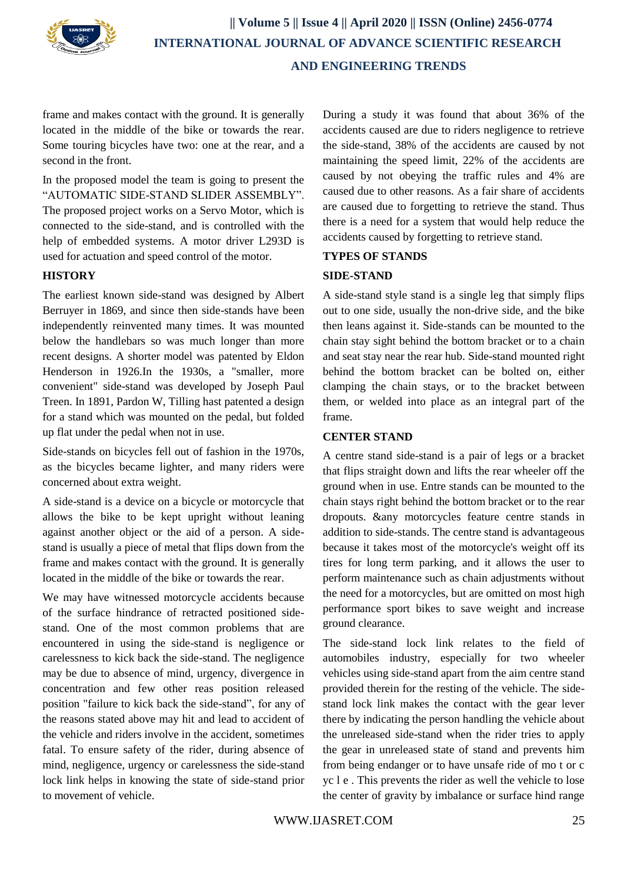frame and makes contact with the ground. It is generally located in the middle of the bike or towards the rear. Some touring bicycles have two: one at the rear, and a second in the front.

In the proposed model the team is going to present the "AUTOMATIC SIDE-STAND SLIDER ASSEMBLY". The proposed project works on a Servo Motor, which is connected to the side-stand, and is controlled with the help of embedded systems. A motor driver L293D is used for actuation and speed control of the motor.

## HISTORY

The earliest known side-stand was designed by Albert Berruyer in 1869, and since then side-stands have been independently reinvented many times. It was mounted below the handlebars so was much longer than more recent designs. A shorter model was patented by Eldon Henderson in 1926.In the 1930s, a "smaller, more convenient" side-stand was developed by Joseph Paul Treen. In 1891, Pardon W, Tilling hast patented a design for a stand which was mounted on the pedal, but folded up flat under the pedal when not in use.

Side-stands on bicycles fell out of fashion in the 1970s, as the bicycles became lighter, and many riders were concerned about extra weight.

A side-stand is a device on a bicycle or motorcycle that allows the bike to be kept upright without leaning against another object or the aid of a person. A side-stand is usually a piece of metal that flips down from the frame and makes contact with the ground. It is generally located in the middle of the bike or towards the rear.

We may have witnessed motorcycle accidents because of the surface hindrance of retracted positioned side-stand. One of the most common problems that are encountered in using the side-stand is negligence or carelessness to kick back the side-stand. The negligence may be due to absence of mind, urgency, divergence in concentration and few other reas position released position "failure to kick back the side-stand", for any of the reasons stated above may hit and lead to accident of the vehicle and riders involve in the accident, sometimes fatal. To ensure safety of the rider, during absence of mind, negligence, urgency or carelessness the side-stand lock link helps in knowing the state of side-stand prior to movement of vehicle.

During a study it was found that about 36% of the accidents caused are due to riders negligence to retrieve the side-stand, 38% of the accidents are caused by not maintaining the speed limit, 22% of the accidents are caused by not obeying the traffic rules and 4% are caused due to other reasons. As a fair share of accidents are caused due to forgetting to retrieve the stand. Thus there is a need for a system that would help reduce the accidents caused by forgetting to retrieve stand.

## TYPES OF STANDS

### SIDE-STAND

A side-stand style stand is a single leg that simply flips out to one side, usually the non-drive side, and the bike then leans against it. Side-stands can be mounted to the chain stay sight behind the bottom bracket or to a chain and seat stay near the rear hub. Side-stand mounted right behind the bottom bracket can be bolted on, either clamping the chain stays, or to the bracket between them, or welded into place as an integral part of the frame.

### CENTER STAND

A centre stand side-stand is a pair of legs or a bracket that flips straight down and lifts the rear wheeler off the ground when in use. Entre stands can be mounted to the chain stays right behind the bottom bracket or to the rear dropouts. &any motorcycles feature centre stands in addition to side-stands. The centre stand is advantageous because it takes most of the motorcycle's weight off its tires for long term parking, and it allows the user to perform maintenance such as chain adjustments without the need for a motorcycles, but are omitted on most high performance sport bikes to save weight and increase ground clearance.

The side-stand lock link relates to the field of automobiles industry, especially for two wheeler vehicles using side-stand apart from the aim centre stand provided therein for the resting of the vehicle. The side-stand lock link makes the contact with the gear lever there by indicating the person handling the vehicle about the unreleased side-stand when the rider tries to apply the gear in unreleased state of stand and prevents him from being endanger or to have unsafe ride of mo t or c yc l e . This prevents the rider as well the vehicle to lose the center of gravity by imbalance or surface hind range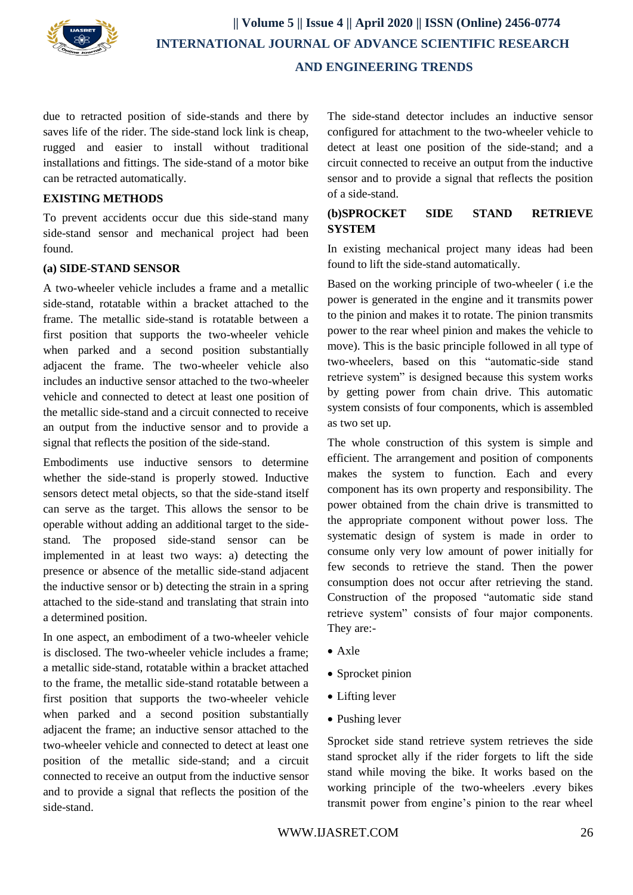due to retracted position of side-stands and there by saves life of the rider. The side-stand lock link is cheap, rugged and easier to install without traditional installations and fittings. The side-stand of a motor bike can be retracted automatically.

**EXISTING METHODS**

To prevent accidents occur due this side-stand many side-stand sensor and mechanical project had been found.

**(a) SIDE-STAND SENSOR**

A two-wheeler vehicle includes a frame and a metallic side-stand, rotatable within a bracket attached to the frame. The metallic side-stand is rotatable between a first position that supports the two-wheeler vehicle when parked and a second position substantially adjacent the frame. The two-wheeler vehicle also includes an inductive sensor attached to the two-wheeler vehicle and connected to detect at least one position of the metallic side-stand and a circuit connected to receive an output from the inductive sensor and to provide a signal that reflects the position of the side-stand.

Embodiments use inductive sensors to determine whether the side-stand is properly stowed. Inductive sensors detect metal objects, so that the side-stand itself can serve as the target. This allows the sensor to be operable without adding an additional target to the side-stand. The proposed side-stand sensor can be implemented in at least two ways: a) detecting the presence or absence of the metallic side-stand adjacent the inductive sensor or b) detecting the strain in a spring attached to the side-stand and translating that strain into a determined position.

In one aspect, an embodiment of a two-wheeler vehicle is disclosed. The two-wheeler vehicle includes a frame; a metallic side-stand, rotatable within a bracket attached to the frame, the metallic side-stand rotatable between a first position that supports the two-wheeler vehicle when parked and a second position substantially adjacent the frame; an inductive sensor attached to the two-wheeler vehicle and connected to detect at least one position of the metallic side-stand; and a circuit connected to receive an output from the inductive sensor and to provide a signal that reflects the position of the side-stand.

The side-stand detector includes an inductive sensor configured for attachment to the two-wheeler vehicle to detect at least one position of the side-stand; and a circuit connected to receive an output from the inductive sensor and to provide a signal that reflects the position of a side-stand.

**(b)SPROCKET SIDE STAND RETRIEVE SYSTEM**

In existing mechanical project many ideas had been found to lift the side-stand automatically.

Based on the working principle of two-wheeler ( i.e the power is generated in the engine and it transmits power to the pinion and makes it to rotate. The pinion transmits power to the rear wheel pinion and makes the vehicle to move). This is the basic principle followed in all type of two-wheelers, based on this "automatic-side stand retrieve system" is designed because this system works by getting power from chain drive. This automatic system consists of four components, which is assembled as two set up.

The whole construction of this system is simple and efficient. The arrangement and position of components makes the system to function. Each and every component has its own property and responsibility. The power obtained from the chain drive is transmitted to the appropriate component without power loss. The systematic design of system is made in order to consume only very low amount of power initially for few seconds to retrieve the stand. Then the power consumption does not occur after retrieving the stand. Construction of the proposed "automatic side stand retrieve system" consists of four major components. They are:-

- Axle
- Sprocket pinion
- Lifting lever
- Pushing lever

Sprocket side stand retrieve system retrieves the side stand sprocket ally if the rider forgets to lift the side stand while moving the bike. It works based on the working principle of the two-wheelers .every bikes transmit power from engine's pinion to the rear wheel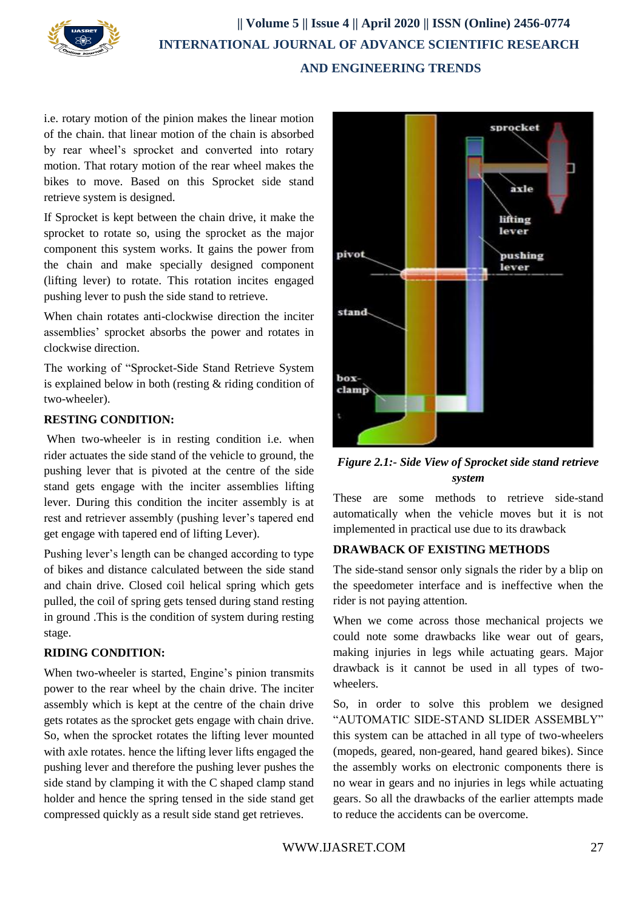i.e. rotary motion of the pinion makes the linear motion of the chain. that linear motion of the chain is absorbed by rear wheel's sprocket and converted into rotary motion. That rotary motion of the rear wheel makes the bikes to move. Based on this Sprocket side stand retrieve system is designed.

If Sprocket is kept between the chain drive, it make the sprocket to rotate so, using the sprocket as the major component this system works. It gains the power from the chain and make specially designed component (lifting lever) to rotate. This rotation incites engaged pushing lever to push the side stand to retrieve.

When chain rotates anti-clockwise direction the inciter assemblies' sprocket absorbs the power and rotates in clockwise direction.

The working of "Sprocket-Side Stand Retrieve System is explained below in both (resting & riding condition of two-wheeler).

**RESTING CONDITION:**

When two-wheeler is in resting condition i.e. when rider actuates the side stand of the vehicle to ground, the pushing lever that is pivoted at the centre of the side stand gets engage with the inciter assemblies lifting lever. During this condition the inciter assembly is at rest and retriever assembly (pushing lever's tapered end get engage with tapered end of lifting Lever).

Pushing lever's length can be changed according to type of bikes and distance calculated between the side stand and chain drive. Closed coil helical spring which gets pulled, the coil of spring gets tensed during stand resting in ground .This is the condition of system during resting stage.

**RIDING CONDITION:**

When two-wheeler is started, Engine's pinion transmits power to the rear wheel by the chain drive. The inciter assembly which is kept at the centre of the chain drive gets rotates as the sprocket gets engage with chain drive. So, when the sprocket rotates the lifting lever mounted with axle rotates. hence the lifting lever lifts engaged the pushing lever and therefore the pushing lever pushes the side stand by clamping it with the C shaped clamp stand holder and hence the spring tensed in the side stand get compressed quickly as a result side stand get retrieves.

sprocket
axle
lifting lever
pushing lever
pivot
stand
box-clamp

*Figure 2.1:- Side View of Sprocket side stand retrieve system*

These are some methods to retrieve side-stand automatically when the vehicle moves but it is not implemented in practical use due to its drawback

**DRAWBACK OF EXISTING METHODS**

The side-stand sensor only signals the rider by a blip on the speedometer interface and is ineffective when the rider is not paying attention.

When we come across those mechanical projects we could note some drawbacks like wear out of gears, making injuries in legs while actuating gears. Major drawback is it cannot be used in all types of two-wheelers.

So, in order to solve this problem we designed "AUTOMATIC SIDE-STAND SLIDER ASSEMBLY" this system can be attached in all type of two-wheelers (mopeds, geared, non-geared, hand geared bikes). Since the assembly works on electronic components there is no wear in gears and no injuries in legs while actuating gears. So all the drawbacks of the earlier attempts made to reduce the accidents can be overcome.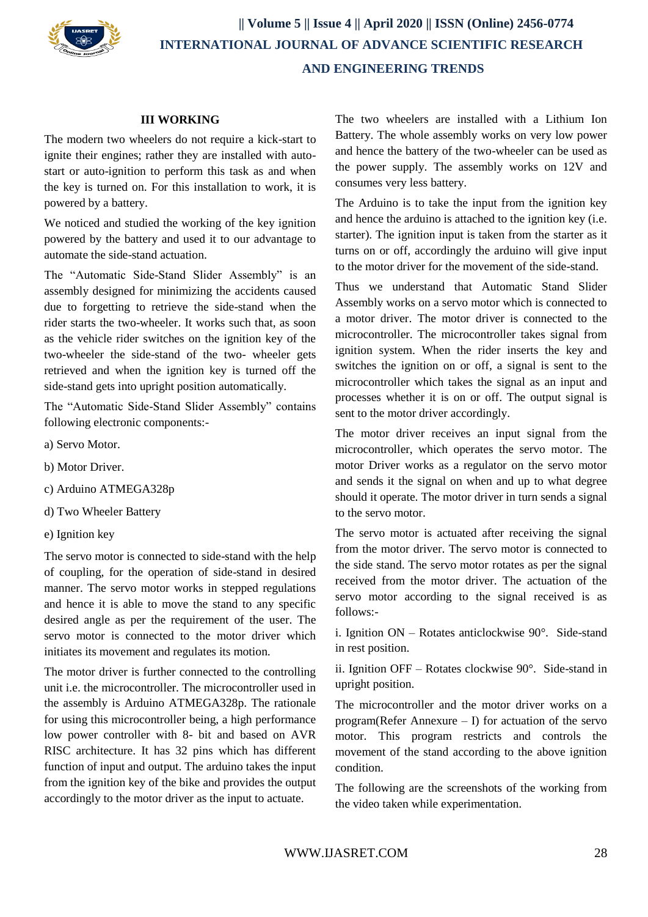## III WORKING

The modern two wheelers do not require a kick-start to ignite their engines; rather they are installed with auto-start or auto-ignition to perform this task as and when the key is turned on. For this installation to work, it is powered by a battery.

We noticed and studied the working of the key ignition powered by the battery and used it to our advantage to automate the side-stand actuation.

The "Automatic Side-Stand Slider Assembly" is an assembly designed for minimizing the accidents caused due to forgetting to retrieve the side-stand when the rider starts the two-wheeler. It works such that, as soon as the vehicle rider switches on the ignition key of the two-wheeler the side-stand of the two- wheeler gets retrieved and when the ignition key is turned off the side-stand gets into upright position automatically.

The "Automatic Side-Stand Slider Assembly" contains following electronic components:-

a) Servo Motor.

b) Motor Driver.

c) Arduino ATMEGA328p

d) Two Wheeler Battery

e) Ignition key

The servo motor is connected to side-stand with the help of coupling, for the operation of side-stand in desired manner. The servo motor works in stepped regulations and hence it is able to move the stand to any specific desired angle as per the requirement of the user. The servo motor is connected to the motor driver which initiates its movement and regulates its motion.

The motor driver is further connected to the controlling unit i.e. the microcontroller. The microcontroller used in the assembly is Arduino ATMEGA328p. The rationale for using this microcontroller being, a high performance low power controller with 8- bit and based on AVR RISC architecture. It has 32 pins which has different function of input and output. The arduino takes the input from the ignition key of the bike and provides the output accordingly to the motor driver as the input to actuate.

The two wheelers are installed with a Lithium Ion Battery. The whole assembly works on very low power and hence the battery of the two-wheeler can be used as the power supply. The assembly works on 12V and consumes very less battery.

The Arduino is to take the input from the ignition key and hence the arduino is attached to the ignition key (i.e. starter). The ignition input is taken from the starter as it turns on or off, accordingly the arduino will give input to the motor driver for the movement of the side-stand.

Thus we understand that Automatic Stand Slider Assembly works on a servo motor which is connected to a motor driver. The motor driver is connected to the microcontroller. The microcontroller takes signal from ignition system. When the rider inserts the key and switches the ignition on or off, a signal is sent to the microcontroller which takes the signal as an input and processes whether it is on or off. The output signal is sent to the motor driver accordingly.

The motor driver receives an input signal from the microcontroller, which operates the servo motor. The motor Driver works as a regulator on the servo motor and sends it the signal on when and up to what degree should it operate. The motor driver in turn sends a signal to the servo motor.

The servo motor is actuated after receiving the signal from the motor driver. The servo motor is connected to the side stand. The servo motor rotates as per the signal received from the motor driver. The actuation of the servo motor according to the signal received is as follows:-

i. Ignition ON – Rotates anticlockwise 90°. Side-stand in rest position.

ii. Ignition OFF – Rotates clockwise 90°. Side-stand in upright position.

The microcontroller and the motor driver works on a program(Refer Annexure – I) for actuation of the servo motor. This program restricts and controls the movement of the stand according to the above ignition condition.

The following are the screenshots of the working from the video taken while experimentation.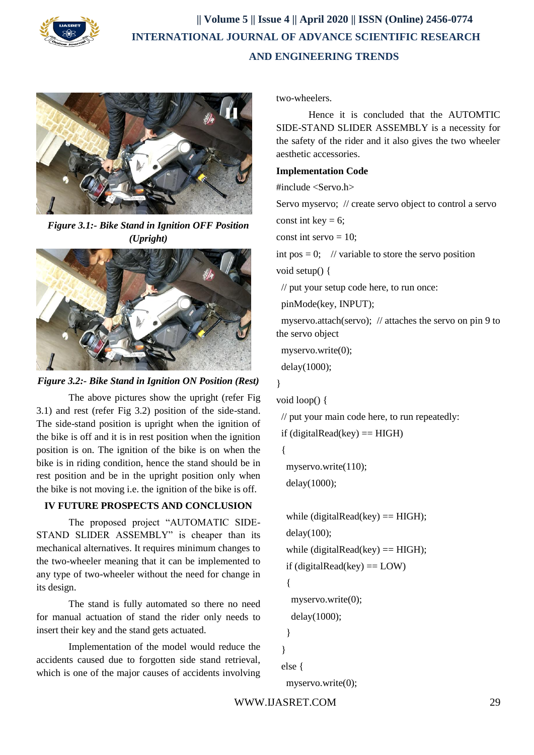*Figure 3.1:- Bike Stand in Ignition OFF Position (Upright)*

*Figure 3.2:- Bike Stand in Ignition ON Position (Rest)*

The above pictures show the upright (refer Fig 3.1) and rest (refer Fig 3.2) position of the side-stand. The side-stand position is upright when the ignition of the bike is off and it is in rest position when the ignition position is on. The ignition of the bike is on when the bike is in riding condition, hence the stand should be in rest position and be in the upright position only when the bike is not moving i.e. the ignition of the bike is off.

## IV FUTURE PROSPECTS AND CONCLUSION

The proposed project "AUTOMATIC SIDE-STAND SLIDER ASSEMBLY" is cheaper than its mechanical alternatives. It requires minimum changes to the two-wheeler meaning that it can be implemented to any type of two-wheeler without the need for change in its design.

The stand is fully automated so there no need for manual actuation of stand the rider only needs to insert their key and the stand gets actuated.

Implementation of the model would reduce the accidents caused due to forgotten side stand retrieval, which is one of the major causes of accidents involving two-wheelers.

Hence it is concluded that the AUTOMTIC SIDE-STAND SLIDER ASSEMBLY is a necessity for the safety of the rider and it also gives the two wheeler aesthetic accessories.

**Implementation Code**

```
#include <Servo.h>
Servo myservo;  // create servo object to control a servo
const int key = 6;
const int servo = 10;
int pos = 0;    // variable to store the servo position
void setup() {
  // put your setup code here, to run once:
  pinMode(key, INPUT);
  myservo.attach(servo);  // attaches the servo on pin 9 to the servo object
  myservo.write(0);
  delay(1000);
}
void loop() {
  // put your main code here, to run repeatedly:
  if (digitalRead(key) == HIGH)
  {
   myservo.write(110);
   delay(1000);

   while (digitalRead(key) == HIGH);
   delay(100);
   while (digitalRead(key) == HIGH);
   if (digitalRead(key) == LOW)
   {
    myservo.write(0);
    delay(1000);
   }
  }
  else {
   myservo.write(0);
```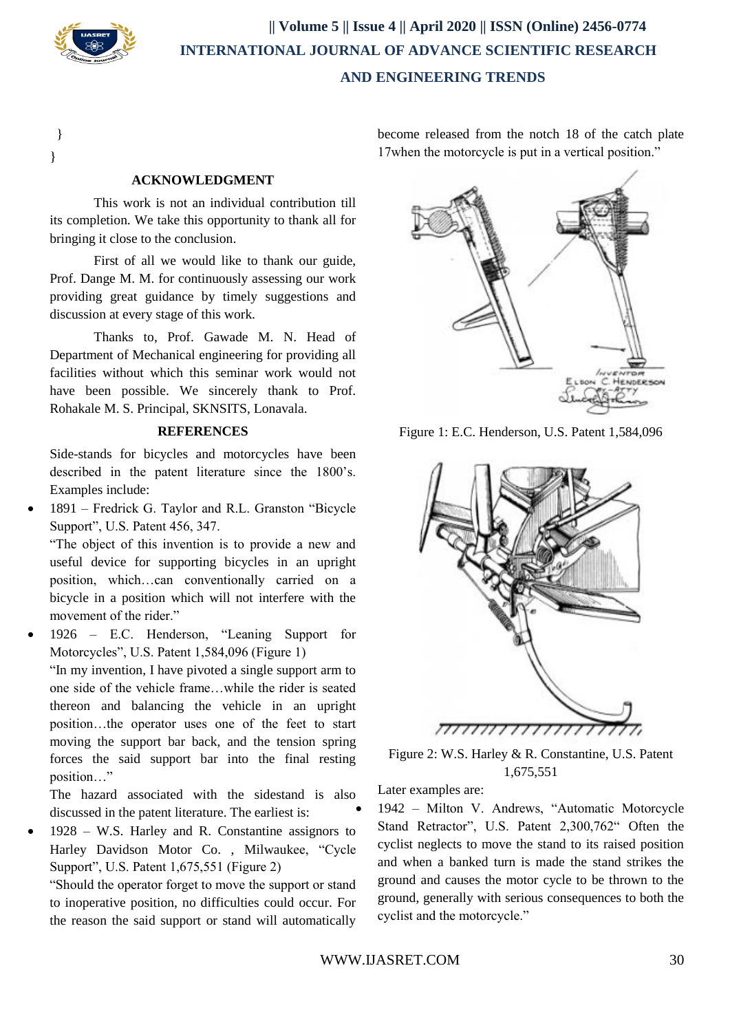}

}

## ACKNOWLEDGMENT

This work is not an individual contribution till its completion. We take this opportunity to thank all for bringing it close to the conclusion.

First of all we would like to thank our guide, Prof. Dange M. M. for continuously assessing our work providing great guidance by timely suggestions and discussion at every stage of this work.

Thanks to, Prof. Gawade M. N. Head of Department of Mechanical engineering for providing all facilities without which this seminar work would not have been possible. We sincerely thank to Prof. Rohakale M. S. Principal, SKNSITS, Lonavala.

## REFERENCES

Side-stands for bicycles and motorcycles have been described in the patent literature since the 1800's. Examples include:

- 1891 – Fredrick G. Taylor and R.L. Granston "Bicycle Support", U.S. Patent 456, 347.
  "The object of this invention is to provide a new and useful device for supporting bicycles in an upright position, which…can conventionally carried on a bicycle in a position which will not interfere with the movement of the rider."
- 1926 – E.C. Henderson, "Leaning Support for Motorcycles", U.S. Patent 1,584,096 (Figure 1)
  "In my invention, I have pivoted a single support arm to one side of the vehicle frame…while the rider is seated thereon and balancing the vehicle in an upright position…the operator uses one of the feet to start moving the support bar back, and the tension spring forces the said support bar into the final resting position…"

The hazard associated with the sidestand is also discussed in the patent literature. The earliest is:

- 1928 – W.S. Harley and R. Constantine assignors to Harley Davidson Motor Co. , Milwaukee, "Cycle Support", U.S. Patent 1,675,551 (Figure 2)
  "Should the operator forget to move the support or stand to inoperative position, no difficulties could occur. For the reason the said support or stand will automatically become released from the notch 18 of the catch plate 17when the motorcycle is put in a vertical position."

Figure 1: E.C. Henderson, U.S. Patent 1,584,096

Figure 2: W.S. Harley & R. Constantine, U.S. Patent 1,675,551

Later examples are:

- 1942 – Milton V. Andrews, "Automatic Motorcycle Stand Retractor", U.S. Patent 2,300,762" Often the cyclist neglects to move the stand to its raised position and when a banked turn is made the stand strikes the ground and causes the motor cycle to be thrown to the ground, generally with serious consequences to both the cyclist and the motorcycle."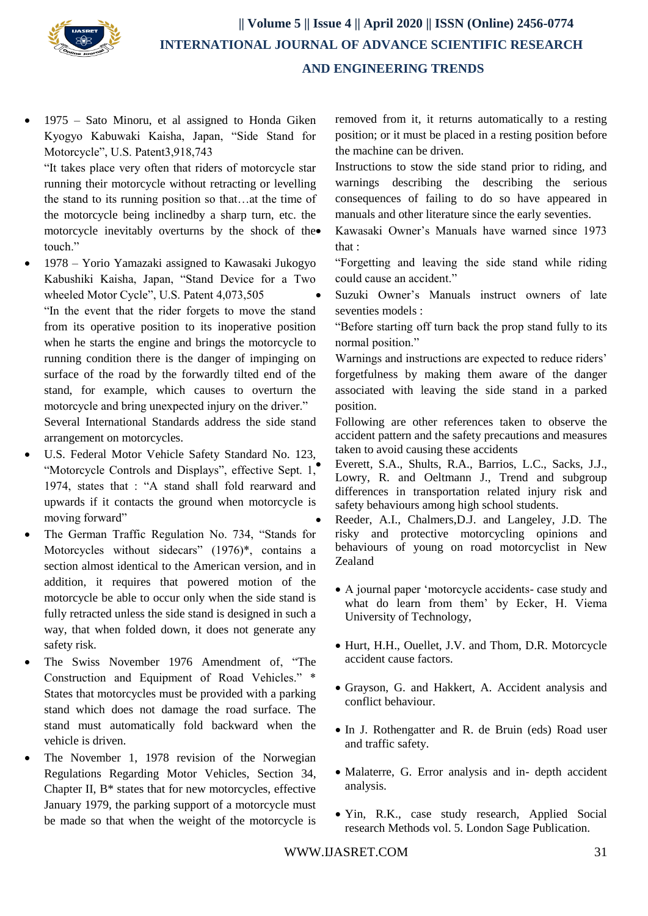- 1975 – Sato Minoru, et al assigned to Honda Giken Kyogyo Kabuwaki Kaisha, Japan, "Side Stand for Motorcycle", U.S. Patent3,918,743

  "It takes place very often that riders of motorcycle star running their motorcycle without retracting or levelling the stand to its running position so that…at the time of the motorcycle being inclinedby a sharp turn, etc. the motorcycle inevitably overturns by the shock of the touch."

- 1978 – Yorio Yamazaki assigned to Kawasaki Jukogyo Kabushiki Kaisha, Japan, "Stand Device for a Two wheeled Motor Cycle", U.S. Patent 4,073,505

  "In the event that the rider forgets to move the stand from its operative position to its inoperative position when he starts the engine and brings the motorcycle to running condition there is the danger of impinging on surface of the road by the forwardly tilted end of the stand, for example, which causes to overturn the motorcycle and bring unexpected injury on the driver."

  Several International Standards address the side stand arrangement on motorcycles.

- U.S. Federal Motor Vehicle Safety Standard No. 123, "Motorcycle Controls and Displays", effective Sept. 1, 1974, states that : "A stand shall fold rearward and upwards if it contacts the ground when motorcycle is moving forward"
- The German Traffic Regulation No. 734, "Stands for Motorcycles without sidecars" (1976)*, contains a section almost identical to the American version, and in addition, it requires that powered motion of the motorcycle be able to occur only when the side stand is fully retracted unless the side stand is designed in such a way, that when folded down, it does not generate any safety risk.
- The Swiss November 1976 Amendment of, "The Construction and Equipment of Road Vehicles." * States that motorcycles must be provided with a parking stand which does not damage the road surface. The stand must automatically fold backward when the vehicle is driven.
- The November 1, 1978 revision of the Norwegian Regulations Regarding Motor Vehicles, Section 34, Chapter II, B* states that for new motorcycles, effective January 1979, the parking support of a motorcycle must be made so that when the weight of the motorcycle is removed from it, it returns automatically to a resting position; or it must be placed in a resting position before the machine can be driven.

  Instructions to stow the side stand prior to riding, and warnings describing the describing the serious consequences of failing to do so have appeared in manuals and other literature since the early seventies.

- Kawasaki Owner's Manuals have warned since 1973 that :

  "Forgetting and leaving the side stand while riding could cause an accident."

- Suzuki Owner's Manuals instruct owners of late seventies models :

  "Before starting off turn back the prop stand fully to its normal position."

  Warnings and instructions are expected to reduce riders' forgetfulness by making them aware of the danger associated with leaving the side stand in a parked position.

  Following are other references taken to observe the accident pattern and the safety precautions and measures taken to avoid causing these accidents

- Everett, S.A., Shults, R.A., Barrios, L.C., Sacks, J.J., Lowry, R. and Oeltmann J., Trend and subgroup differences in transportation related injury risk and safety behaviours among high school students.
- Reeder, A.I., Chalmers,D.J. and Langeley, J.D. The risky and protective motorcycling opinions and behaviours of young on road motorcyclist in New Zealand

- A journal paper 'motorcycle accidents- case study and what do learn from them' by Ecker, H. Viema University of Technology,
- Hurt, H.H., Ouellet, J.V. and Thom, D.R. Motorcycle accident cause factors.
- Grayson, G. and Hakkert, A. Accident analysis and conflict behaviour.
- In J. Rothengatter and R. de Bruin (eds) Road user and traffic safety.
- Malaterre, G. Error analysis and in- depth accident analysis.
- Yin, R.K., case study research, Applied Social research Methods vol. 5. London Sage Publication.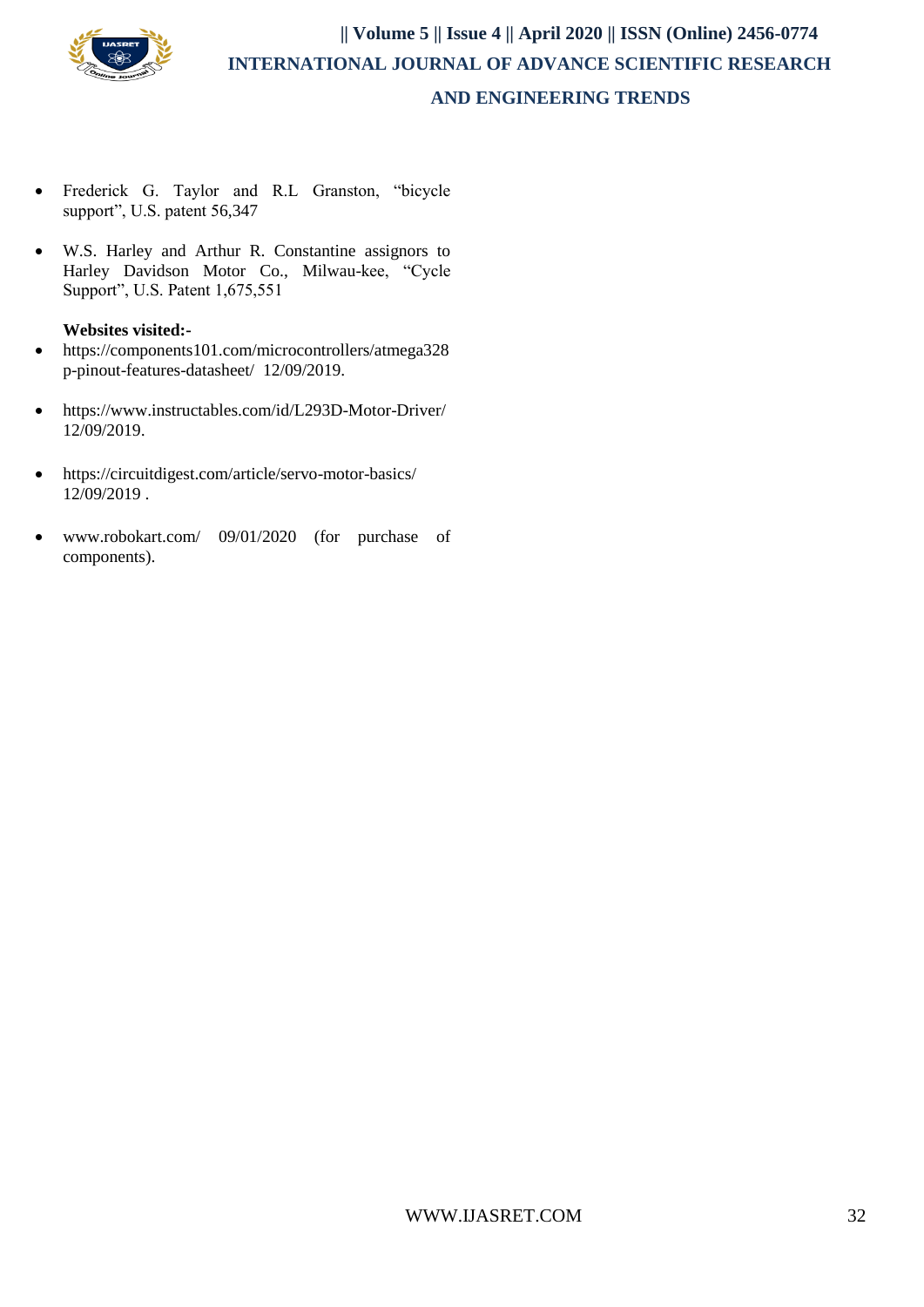- Frederick G. Taylor and R.L Granston, "bicycle support", U.S. patent 56,347

- W.S. Harley and Arthur R. Constantine assignors to Harley Davidson Motor Co., Milwau-kee, "Cycle Support", U.S. Patent 1,675,551

**Websites visited:-**

- https://components101.com/microcontrollers/atmega328p-pinout-features-datasheet/ 12/09/2019.

- https://www.instructables.com/id/L293D-Motor-Driver/ 12/09/2019.

- https://circuitdigest.com/article/servo-motor-basics/ 12/09/2019 .

- www.robokart.com/ 09/01/2020 (for purchase of components).